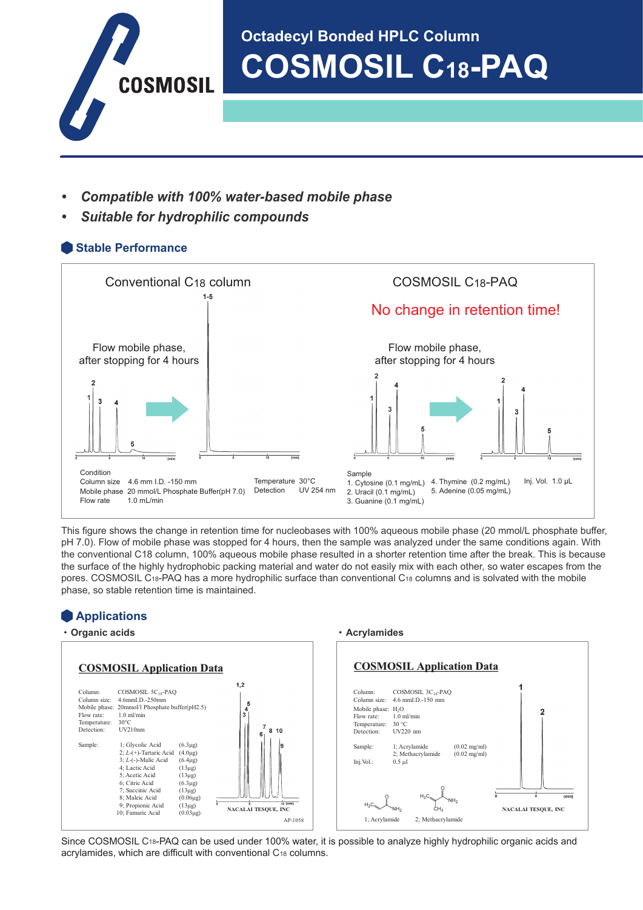# Octadecyl Bonded HPLC Column

# COSMOSIL $C_{18}$-PAQ

- *Compatible with 100% water-based mobile phase*
- *Suitable for hydrophilic compounds*

## Stable Performance

Conventional $C_{18}$ column

Flow mobile phase, after stopping for 4 hours

COSMOSIL $C_{18}$-PAQ

No change in retention time!

Flow mobile phase, after stopping for 4 hours

Condition
Column size 4.6 mm I.D. -150 mm
Mobile phase 20 mmol/L Phosphate Buffer(pH 7.0)
Flow rate 1.0 mL/min
Temperature 30°C
Detection UV 254 nm

Sample
1. Cytosine (0.1 mg/mL)
2. Uracil (0.1 mg/mL)
3. Guanine (0.1 mg/mL)
4. Thymine (0.2 mg/mL)
5. Adenine (0.05 mg/mL)

Inj. Vol. 1.0 μL

This figure shows the change in retention time for nucleobases with 100% aqueous mobile phase (20 mmol/L phosphate buffer, pH 7.0). Flow of mobile phase was stopped for 4 hours, then the sample was analyzed under the same conditions again. With the conventional C18 column, 100% aqueous mobile phase resulted in a shorter retention time after the break. This is because the surface of the highly hydrophobic packing material and water do not easily mix with each other, so water escapes from the pores. COSMOSIL $C_{18}$-PAQ has a more hydrophilic surface than conventional $C_{18}$ columns and is solvated with the mobile phase, so stable retention time is maintained.

## Applications

### ・Organic acids

**COSMOSIL Application Data**

Column: COSMOSIL 5$C_{18}$-PAQ
Column size: 4.6mmI.D.-250mm
Mobile phase: 20mmol/l Phosphate buffer(pH2.5)
Flow rate: 1.0 ml/min
Temperature: 30°C
Detection: UV210nm

Sample:
1; Glycolic Acid (6.3μg)
2; *L*-(+)-Tartaric Acid (4.0μg)
3; *L*-(-)-Malic Acid (6.4μg)
4; Lactic Acid (13μg)
5; Acetic Acid (13μg)
6; Citric Acid (6.3μg)
7; Succinic Acid (13μg)
8; Maleic Acid (0.06μg)
9; Propionic Acid (13μg)
10; Fumaric Acid (0.03μg)

NACALAI TESQUE, INC

AP-1058

### ・Acrylamides

**COSMOSIL Application Data**

Column: COSMOSIL 3$C_{18}$-PAQ
Column size: 4.6 mmI.D.-150 mm
Mobile phase: $H_2O$
Flow rate: 1.0 ml/min
Temperature: 30 °C
Detection: UV220 nm

Sample:
1; Acrylamide (0.02 mg/ml)
2; Methacrylamide (0.02 mg/ml)
Inj.Vol.: 0.5 μl

1; Acrylamide 2; Methacrylamide

NACALAI TESQUE, INC

Since COSMOSIL $C_{18}$-PAQ can be used under 100% water, it is possible to analyze highly hydrophilic organic acids and acrylamides, which are difficult with conventional $C_{18}$ columns.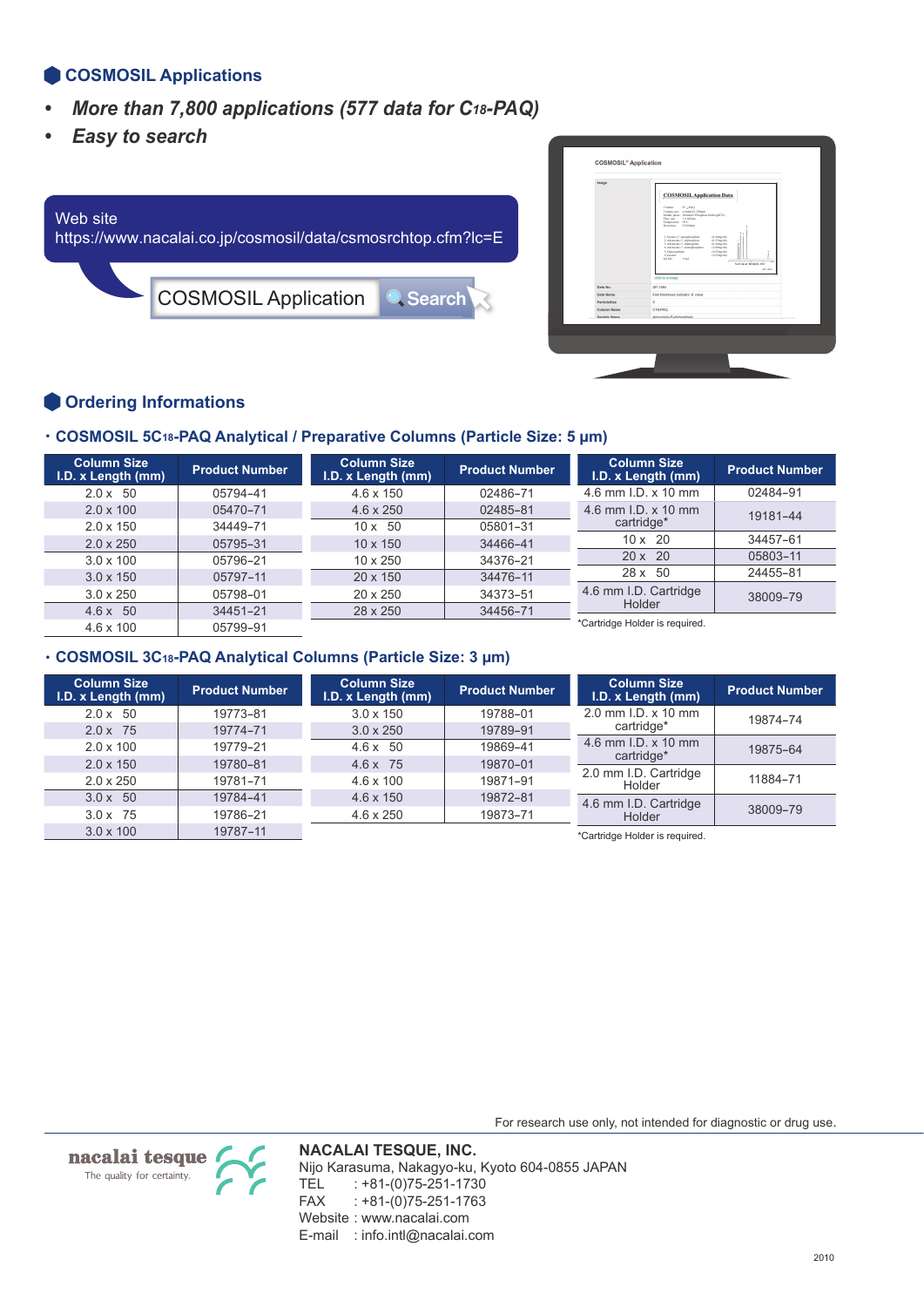## COSMOSIL Applications

- ***More than 7,800 applications (577 data for $C_{18}$-PAQ)***
- ***Easy to search***

Web site
https://www.nacalai.co.jp/cosmosil/data/csmosrchtop.cfm?lc=E

COSMOSIL Application Search

## Ordering Informations

### ・COSMOSIL 5C18-PAQ Analytical / Preparative Columns (Particle Size: 5 μm)

| Column Size I.D. x Length (mm) | Product Number |
|---|---|
| 2.0 x 50 | 05794–41 |
| 2.0 x 100 | 05470–71 |
| 2.0 x 150 | 34449–71 |
| 2.0 x 250 | 05795–31 |
| 3.0 x 100 | 05796–21 |
| 3.0 x 150 | 05797–11 |
| 3.0 x 250 | 05798–01 |
| 4.6 x 50 | 34451–21 |
| 4.6 x 100 | 05799–91 |

| Column Size I.D. x Length (mm) | Product Number |
|---|---|
| 4.6 x 150 | 02486–71 |
| 4.6 x 250 | 02485–81 |
| 10 x 50 | 05801–31 |
| 10 x 150 | 34466–41 |
| 10 x 250 | 34376–21 |
| 20 x 150 | 34476–11 |
| 20 x 250 | 34373–51 |
| 28 x 250 | 34456–71 |

| Column Size I.D. x Length (mm) | Product Number |
|---|---|
| 4.6 mm I.D. x 10 mm | 02484–91 |
| 4.6 mm I.D. x 10 mm cartridge* | 19181–44 |
| 10 x 20 | 34457–61 |
| 20 x 20 | 05803–11 |
| 28 x 50 | 24455–81 |
| 4.6 mm I.D. Cartridge Holder | 38009–79 |

*Cartridge Holder is required.

### ・COSMOSIL 3C18-PAQ Analytical Columns (Particle Size: 3 μm)

| Column Size I.D. x Length (mm) | Product Number |
|---|---|
| 2.0 x 50 | 19773–81 |
| 2.0 x 75 | 19774–71 |
| 2.0 x 100 | 19779–21 |
| 2.0 x 150 | 19780–81 |
| 2.0 x 250 | 19781–71 |
| 3.0 x 50 | 19784–41 |
| 3.0 x 75 | 19786–21 |
| 3.0 x 100 | 19787–11 |

| Column Size I.D. x Length (mm) | Product Number |
|---|---|
| 3.0 x 150 | 19788–01 |
| 3.0 x 250 | 19789–91 |
| 4.6 x 50 | 19869–41 |
| 4.6 x 75 | 19870–01 |
| 4.6 x 100 | 19871–91 |
| 4.6 x 150 | 19872–81 |
| 4.6 x 250 | 19873–71 |

| Column Size I.D. x Length (mm) | Product Number |
|---|---|
| 2.0 mm I.D. x 10 mm cartridge* | 19874–74 |
| 4.6 mm I.D. x 10 mm cartridge* | 19875–64 |
| 2.0 mm I.D. Cartridge Holder | 11884–71 |
| 4.6 mm I.D. Cartridge Holder | 38009–79 |

*Cartridge Holder is required.

For research use only, not intended for diagnostic or drug use.

nacalai tesque
The quality for certainty.

**NACALAI TESQUE, INC.**
Nijo Karasuma, Nakagyo-ku, Kyoto 604-0855 JAPAN
TEL : +81-(0)75-251-1730
FAX : +81-(0)75-251-1763
Website : www.nacalai.com
E-mail : info.intl@nacalai.com

2010